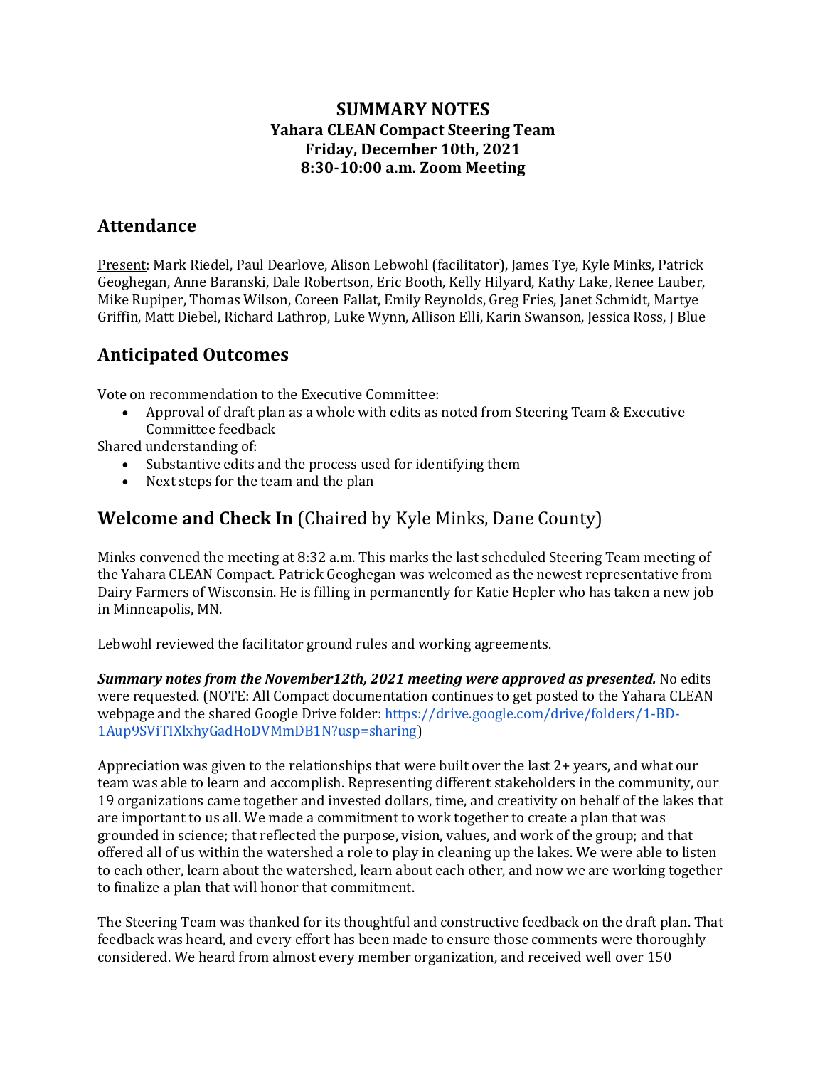# SUMMARY NOTES

**Yahara CLEAN Compact Steering Team**
**Friday, December 10th, 2021**
**8:30-10:00 a.m. Zoom Meeting**

## Attendance

Present: Mark Riedel, Paul Dearlove, Alison Lebwohl (facilitator), James Tye, Kyle Minks, Patrick Geoghegan, Anne Baranski, Dale Robertson, Eric Booth, Kelly Hilyard, Kathy Lake, Renee Lauber, Mike Rupiper, Thomas Wilson, Coreen Fallat, Emily Reynolds, Greg Fries, Janet Schmidt, Martye Griffin, Matt Diebel, Richard Lathrop, Luke Wynn, Allison Elli, Karin Swanson, Jessica Ross, J Blue

## Anticipated Outcomes

Vote on recommendation to the Executive Committee:

- Approval of draft plan as a whole with edits as noted from Steering Team & Executive Committee feedback

Shared understanding of:

- Substantive edits and the process used for identifying them
- Next steps for the team and the plan

## Welcome and Check In (Chaired by Kyle Minks, Dane County)

Minks convened the meeting at 8:32 a.m. This marks the last scheduled Steering Team meeting of the Yahara CLEAN Compact. Patrick Geoghegan was welcomed as the newest representative from Dairy Farmers of Wisconsin. He is filling in permanently for Katie Hepler who has taken a new job in Minneapolis, MN.

Lebwohl reviewed the facilitator ground rules and working agreements.

***Summary notes from the November12th, 2021 meeting were approved as presented.*** No edits were requested. (NOTE: All Compact documentation continues to get posted to the Yahara CLEAN webpage and the shared Google Drive folder: https://drive.google.com/drive/folders/1-BD-1Aup9SViTIXlxhyGadHoDVMmDB1N?usp=sharing)

Appreciation was given to the relationships that were built over the last 2+ years, and what our team was able to learn and accomplish. Representing different stakeholders in the community, our 19 organizations came together and invested dollars, time, and creativity on behalf of the lakes that are important to us all. We made a commitment to work together to create a plan that was grounded in science; that reflected the purpose, vision, values, and work of the group; and that offered all of us within the watershed a role to play in cleaning up the lakes. We were able to listen to each other, learn about the watershed, learn about each other, and now we are working together to finalize a plan that will honor that commitment.

The Steering Team was thanked for its thoughtful and constructive feedback on the draft plan. That feedback was heard, and every effort has been made to ensure those comments were thoroughly considered. We heard from almost every member organization, and received well over 150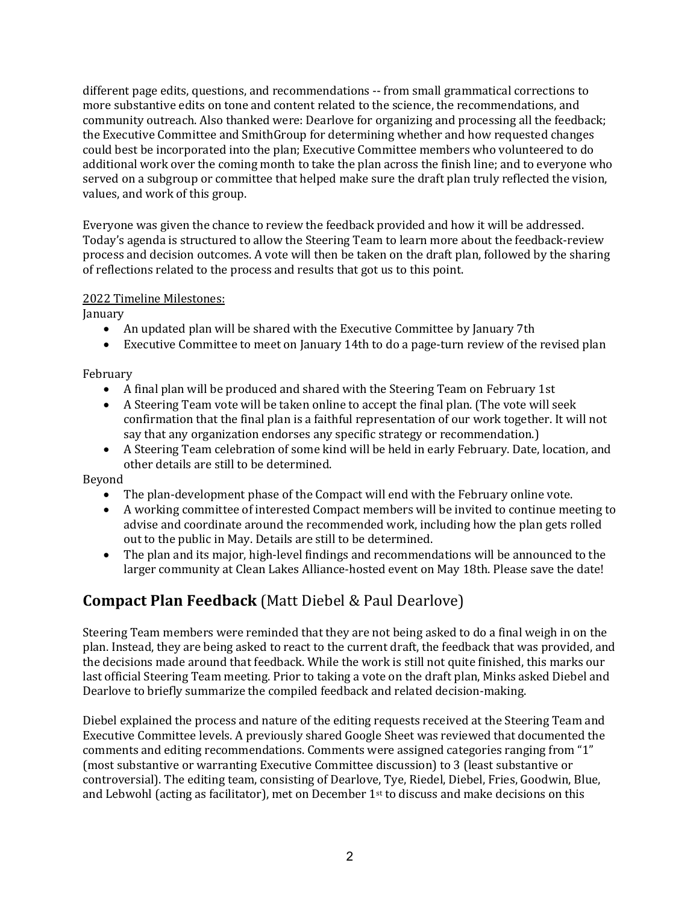different page edits, questions, and recommendations -- from small grammatical corrections to more substantive edits on tone and content related to the science, the recommendations, and community outreach. Also thanked were: Dearlove for organizing and processing all the feedback; the Executive Committee and SmithGroup for determining whether and how requested changes could best be incorporated into the plan; Executive Committee members who volunteered to do additional work over the coming month to take the plan across the finish line; and to everyone who served on a subgroup or committee that helped make sure the draft plan truly reflected the vision, values, and work of this group.

Everyone was given the chance to review the feedback provided and how it will be addressed. Today's agenda is structured to allow the Steering Team to learn more about the feedback-review process and decision outcomes. A vote will then be taken on the draft plan, followed by the sharing of reflections related to the process and results that got us to this point.

<u>2022 Timeline Milestones:</u>

January

- An updated plan will be shared with the Executive Committee by January 7th
- Executive Committee to meet on January 14th to do a page-turn review of the revised plan

February

- A final plan will be produced and shared with the Steering Team on February 1st
- A Steering Team vote will be taken online to accept the final plan. (The vote will seek confirmation that the final plan is a faithful representation of our work together. It will not say that any organization endorses any specific strategy or recommendation.)
- A Steering Team celebration of some kind will be held in early February. Date, location, and other details are still to be determined.

Beyond

- The plan-development phase of the Compact will end with the February online vote.
- A working committee of interested Compact members will be invited to continue meeting to advise and coordinate around the recommended work, including how the plan gets rolled out to the public in May. Details are still to be determined.
- The plan and its major, high-level findings and recommendations will be announced to the larger community at Clean Lakes Alliance-hosted event on May 18th. Please save the date!

## **Compact Plan Feedback** (Matt Diebel & Paul Dearlove)

Steering Team members were reminded that they are not being asked to do a final weigh in on the plan. Instead, they are being asked to react to the current draft, the feedback that was provided, and the decisions made around that feedback. While the work is still not quite finished, this marks our last official Steering Team meeting. Prior to taking a vote on the draft plan, Minks asked Diebel and Dearlove to briefly summarize the compiled feedback and related decision-making.

Diebel explained the process and nature of the editing requests received at the Steering Team and Executive Committee levels. A previously shared Google Sheet was reviewed that documented the comments and editing recommendations. Comments were assigned categories ranging from "1" (most substantive or warranting Executive Committee discussion) to 3 (least substantive or controversial). The editing team, consisting of Dearlove, Tye, Riedel, Diebel, Fries, Goodwin, Blue, and Lebwohl (acting as facilitator), met on December 1st to discuss and make decisions on this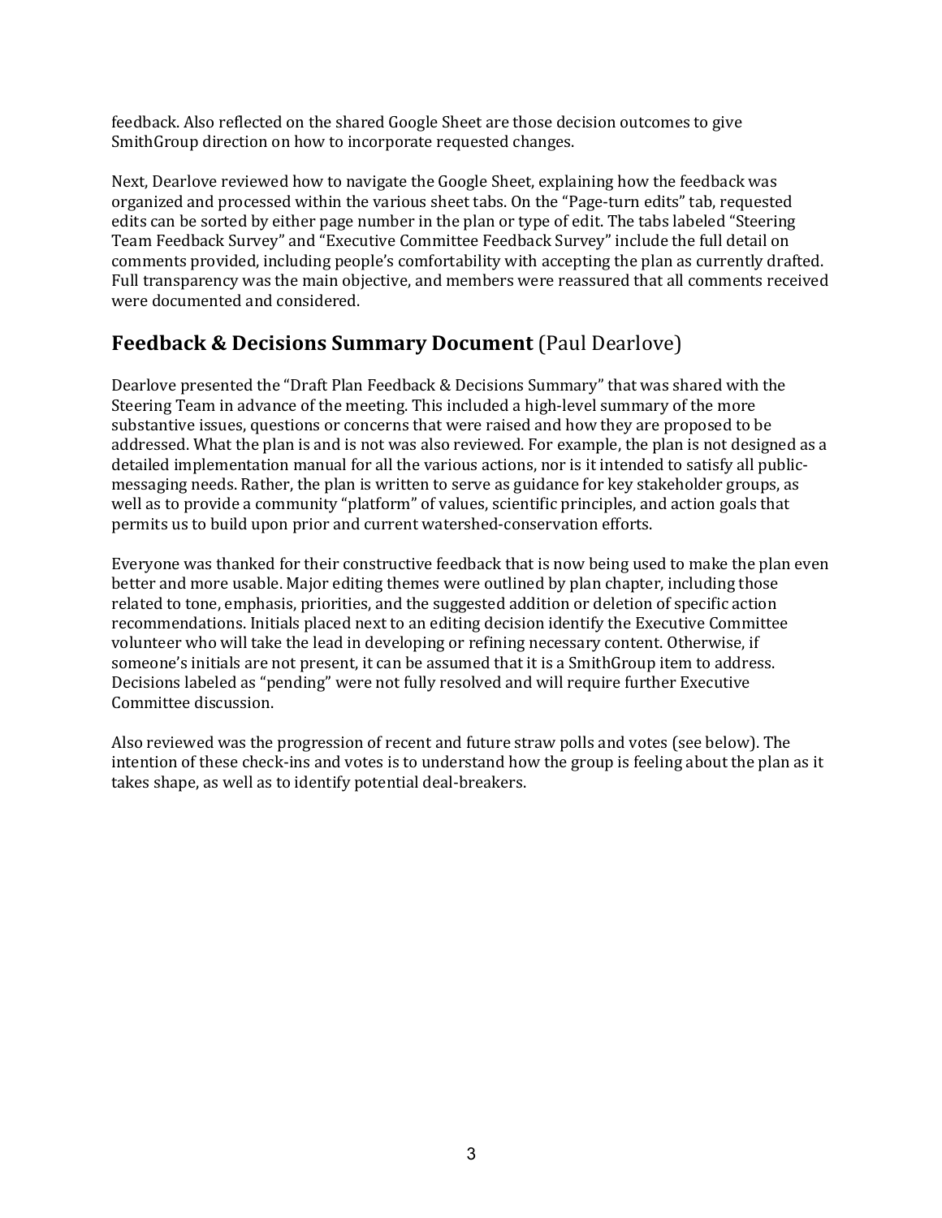feedback. Also reflected on the shared Google Sheet are those decision outcomes to give SmithGroup direction on how to incorporate requested changes.

Next, Dearlove reviewed how to navigate the Google Sheet, explaining how the feedback was organized and processed within the various sheet tabs. On the "Page-turn edits" tab, requested edits can be sorted by either page number in the plan or type of edit. The tabs labeled "Steering Team Feedback Survey" and "Executive Committee Feedback Survey" include the full detail on comments provided, including people's comfortability with accepting the plan as currently drafted. Full transparency was the main objective, and members were reassured that all comments received were documented and considered.

## **Feedback & Decisions Summary Document** (Paul Dearlove)

Dearlove presented the "Draft Plan Feedback & Decisions Summary" that was shared with the Steering Team in advance of the meeting. This included a high-level summary of the more substantive issues, questions or concerns that were raised and how they are proposed to be addressed. What the plan is and is not was also reviewed. For example, the plan is not designed as a detailed implementation manual for all the various actions, nor is it intended to satisfy all public-messaging needs. Rather, the plan is written to serve as guidance for key stakeholder groups, as well as to provide a community "platform" of values, scientific principles, and action goals that permits us to build upon prior and current watershed-conservation efforts.

Everyone was thanked for their constructive feedback that is now being used to make the plan even better and more usable. Major editing themes were outlined by plan chapter, including those related to tone, emphasis, priorities, and the suggested addition or deletion of specific action recommendations. Initials placed next to an editing decision identify the Executive Committee volunteer who will take the lead in developing or refining necessary content. Otherwise, if someone's initials are not present, it can be assumed that it is a SmithGroup item to address. Decisions labeled as "pending" were not fully resolved and will require further Executive Committee discussion.

Also reviewed was the progression of recent and future straw polls and votes (see below). The intention of these check-ins and votes is to understand how the group is feeling about the plan as it takes shape, as well as to identify potential deal-breakers.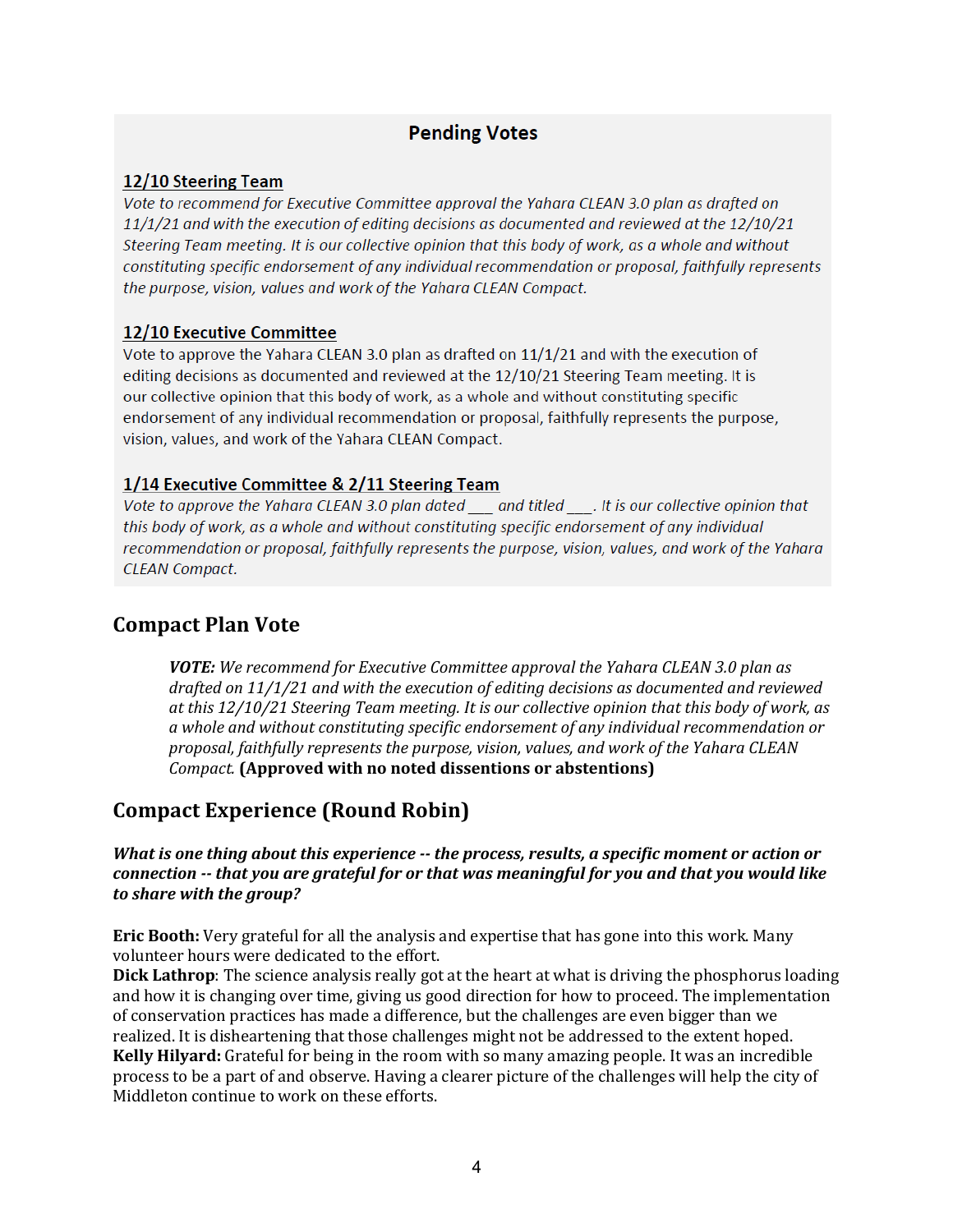## Pending Votes

**12/10 Steering Team**

*Vote to recommend for Executive Committee approval the Yahara CLEAN 3.0 plan as drafted on 11/1/21 and with the execution of editing decisions as documented and reviewed at the 12/10/21 Steering Team meeting. It is our collective opinion that this body of work, as a whole and without constituting specific endorsement of any individual recommendation or proposal, faithfully represents the purpose, vision, values and work of the Yahara CLEAN Compact.*

**12/10 Executive Committee**

Vote to approve the Yahara CLEAN 3.0 plan as drafted on 11/1/21 and with the execution of editing decisions as documented and reviewed at the 12/10/21 Steering Team meeting. It is our collective opinion that this body of work, as a whole and without constituting specific endorsement of any individual recommendation or proposal, faithfully represents the purpose, vision, values, and work of the Yahara CLEAN Compact.

**1/14 Executive Committee & 2/11 Steering Team**

*Vote to approve the Yahara CLEAN 3.0 plan dated ___ and titled ___. It is our collective opinion that this body of work, as a whole and without constituting specific endorsement of any individual recommendation or proposal, faithfully represents the purpose, vision, values, and work of the Yahara CLEAN Compact.*

## Compact Plan Vote

> ***VOTE:*** *We recommend for Executive Committee approval the Yahara CLEAN 3.0 plan as drafted on 11/1/21 and with the execution of editing decisions as documented and reviewed at this 12/10/21 Steering Team meeting. It is our collective opinion that this body of work, as a whole and without constituting specific endorsement of any individual recommendation or proposal, faithfully represents the purpose, vision, values, and work of the Yahara CLEAN Compact.* **(Approved with no noted dissentions or abstentions)**

## Compact Experience (Round Robin)

***What is one thing about this experience -- the process, results, a specific moment or action or connection -- that you are grateful for or that was meaningful for you and that you would like to share with the group?***

**Eric Booth:** Very grateful for all the analysis and expertise that has gone into this work. Many volunteer hours were dedicated to the effort.
**Dick Lathrop**: The science analysis really got at the heart at what is driving the phosphorus loading and how it is changing over time, giving us good direction for how to proceed. The implementation of conservation practices has made a difference, but the challenges are even bigger than we realized. It is disheartening that those challenges might not be addressed to the extent hoped.
**Kelly Hilyard:** Grateful for being in the room with so many amazing people. It was an incredible process to be a part of and observe. Having a clearer picture of the challenges will help the city of Middleton continue to work on these efforts.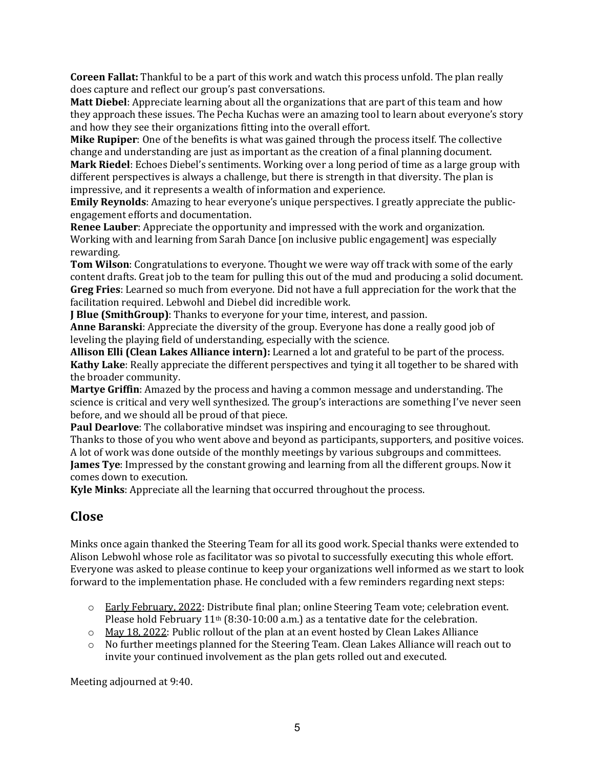**Coreen Fallat:** Thankful to be a part of this work and watch this process unfold. The plan really does capture and reflect our group's past conversations.

**Matt Diebel**: Appreciate learning about all the organizations that are part of this team and how they approach these issues. The Pecha Kuchas were an amazing tool to learn about everyone's story and how they see their organizations fitting into the overall effort.

**Mike Rupiper**: One of the benefits is what was gained through the process itself. The collective change and understanding are just as important as the creation of a final planning document.

**Mark Riedel**: Echoes Diebel's sentiments. Working over a long period of time as a large group with different perspectives is always a challenge, but there is strength in that diversity. The plan is impressive, and it represents a wealth of information and experience.

**Emily Reynolds**: Amazing to hear everyone's unique perspectives. I greatly appreciate the public-engagement efforts and documentation.

**Renee Lauber**: Appreciate the opportunity and impressed with the work and organization. Working with and learning from Sarah Dance [on inclusive public engagement] was especially rewarding.

**Tom Wilson**: Congratulations to everyone. Thought we were way off track with some of the early content drafts. Great job to the team for pulling this out of the mud and producing a solid document.

**Greg Fries**: Learned so much from everyone. Did not have a full appreciation for the work that the facilitation required. Lebwohl and Diebel did incredible work.

**J Blue (SmithGroup)**: Thanks to everyone for your time, interest, and passion.

**Anne Baranski**: Appreciate the diversity of the group. Everyone has done a really good job of leveling the playing field of understanding, especially with the science.

**Allison Elli (Clean Lakes Alliance intern):** Learned a lot and grateful to be part of the process.

**Kathy Lake**: Really appreciate the different perspectives and tying it all together to be shared with the broader community.

**Martye Griffin**: Amazed by the process and having a common message and understanding. The science is critical and very well synthesized. The group's interactions are something I've never seen before, and we should all be proud of that piece.

**Paul Dearlove**: The collaborative mindset was inspiring and encouraging to see throughout. Thanks to those of you who went above and beyond as participants, supporters, and positive voices. A lot of work was done outside of the monthly meetings by various subgroups and committees.

**James Tye**: Impressed by the constant growing and learning from all the different groups. Now it comes down to execution.

**Kyle Minks**: Appreciate all the learning that occurred throughout the process.

## Close

Minks once again thanked the Steering Team for all its good work. Special thanks were extended to Alison Lebwohl whose role as facilitator was so pivotal to successfully executing this whole effort. Everyone was asked to please continue to keep your organizations well informed as we start to look forward to the implementation phase. He concluded with a few reminders regarding next steps:

- Early February, 2022: Distribute final plan; online Steering Team vote; celebration event. Please hold February 11th (8:30-10:00 a.m.) as a tentative date for the celebration.
- May 18, 2022: Public rollout of the plan at an event hosted by Clean Lakes Alliance
- No further meetings planned for the Steering Team. Clean Lakes Alliance will reach out to invite your continued involvement as the plan gets rolled out and executed.

Meeting adjourned at 9:40.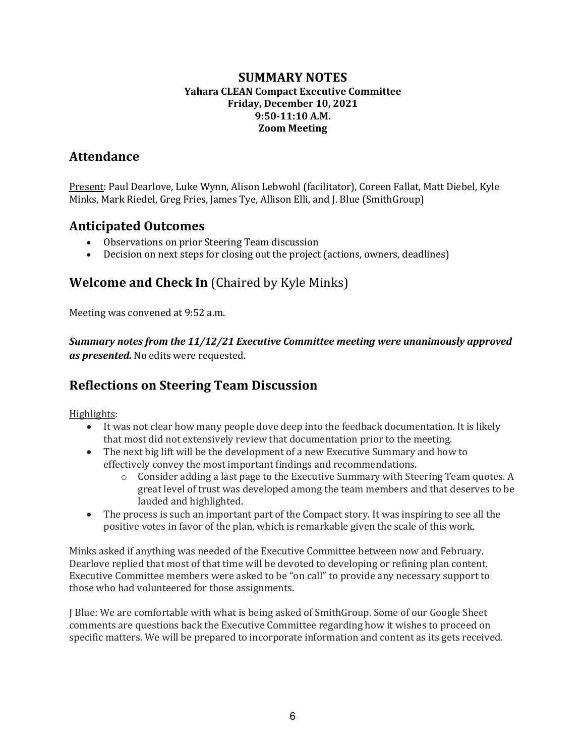# SUMMARY NOTES

**Yahara CLEAN Compact Executive Committee**
**Friday, December 10, 2021**
**9:50-11:10 A.M.**
**Zoom Meeting**

## Attendance

Present: Paul Dearlove, Luke Wynn, Alison Lebwohl (facilitator), Coreen Fallat, Matt Diebel, Kyle Minks, Mark Riedel, Greg Fries, James Tye, Allison Elli, and J. Blue (SmithGroup)

## Anticipated Outcomes

- Observations on prior Steering Team discussion
- Decision on next steps for closing out the project (actions, owners, deadlines)

## Welcome and Check In (Chaired by Kyle Minks)

Meeting was convened at 9:52 a.m.

***Summary notes from the 11/12/21 Executive Committee meeting were unanimously approved as presented.*** No edits were requested.

## Reflections on Steering Team Discussion

Highlights:

- It was not clear how many people dove deep into the feedback documentation. It is likely that most did not extensively review that documentation prior to the meeting.
- The next big lift will be the development of a new Executive Summary and how to effectively convey the most important findings and recommendations.
  - Consider adding a last page to the Executive Summary with Steering Team quotes. A great level of trust was developed among the team members and that deserves to be lauded and highlighted.
- The process is such an important part of the Compact story. It was inspiring to see all the positive votes in favor of the plan, which is remarkable given the scale of this work.

Minks asked if anything was needed of the Executive Committee between now and February. Dearlove replied that most of that time will be devoted to developing or refining plan content. Executive Committee members were asked to be "on call" to provide any necessary support to those who had volunteered for those assignments.

J Blue: We are comfortable with what is being asked of SmithGroup. Some of our Google Sheet comments are questions back the Executive Committee regarding how it wishes to proceed on specific matters. We will be prepared to incorporate information and content as its gets received.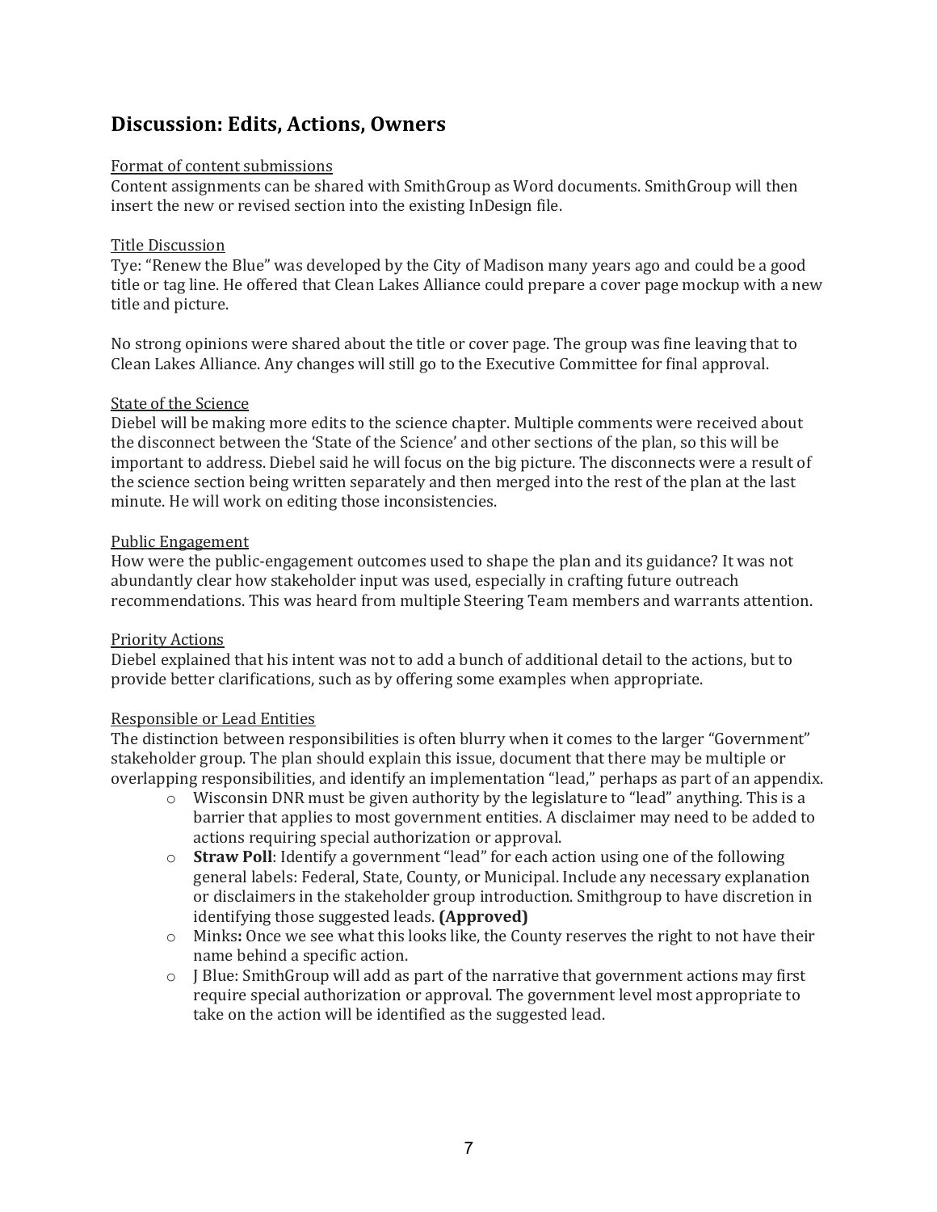## Discussion: Edits, Actions, Owners

Format of content submissions

Content assignments can be shared with SmithGroup as Word documents. SmithGroup will then insert the new or revised section into the existing InDesign file.

Title Discussion

Tye: "Renew the Blue" was developed by the City of Madison many years ago and could be a good title or tag line. He offered that Clean Lakes Alliance could prepare a cover page mockup with a new title and picture.

No strong opinions were shared about the title or cover page. The group was fine leaving that to Clean Lakes Alliance. Any changes will still go to the Executive Committee for final approval.

State of the Science

Diebel will be making more edits to the science chapter. Multiple comments were received about the disconnect between the 'State of the Science' and other sections of the plan, so this will be important to address. Diebel said he will focus on the big picture. The disconnects were a result of the science section being written separately and then merged into the rest of the plan at the last minute. He will work on editing those inconsistencies.

Public Engagement

How were the public-engagement outcomes used to shape the plan and its guidance? It was not abundantly clear how stakeholder input was used, especially in crafting future outreach recommendations. This was heard from multiple Steering Team members and warrants attention.

Priority Actions

Diebel explained that his intent was not to add a bunch of additional detail to the actions, but to provide better clarifications, such as by offering some examples when appropriate.

Responsible or Lead Entities

The distinction between responsibilities is often blurry when it comes to the larger "Government" stakeholder group. The plan should explain this issue, document that there may be multiple or overlapping responsibilities, and identify an implementation "lead," perhaps as part of an appendix.

- Wisconsin DNR must be given authority by the legislature to "lead" anything. This is a barrier that applies to most government entities. A disclaimer may need to be added to actions requiring special authorization or approval.
- **Straw Poll**: Identify a government "lead" for each action using one of the following general labels: Federal, State, County, or Municipal. Include any necessary explanation or disclaimers in the stakeholder group introduction. Smithgroup to have discretion in identifying those suggested leads. **(Approved)**
- Minks**:** Once we see what this looks like, the County reserves the right to not have their name behind a specific action.
- J Blue: SmithGroup will add as part of the narrative that government actions may first require special authorization or approval. The government level most appropriate to take on the action will be identified as the suggested lead.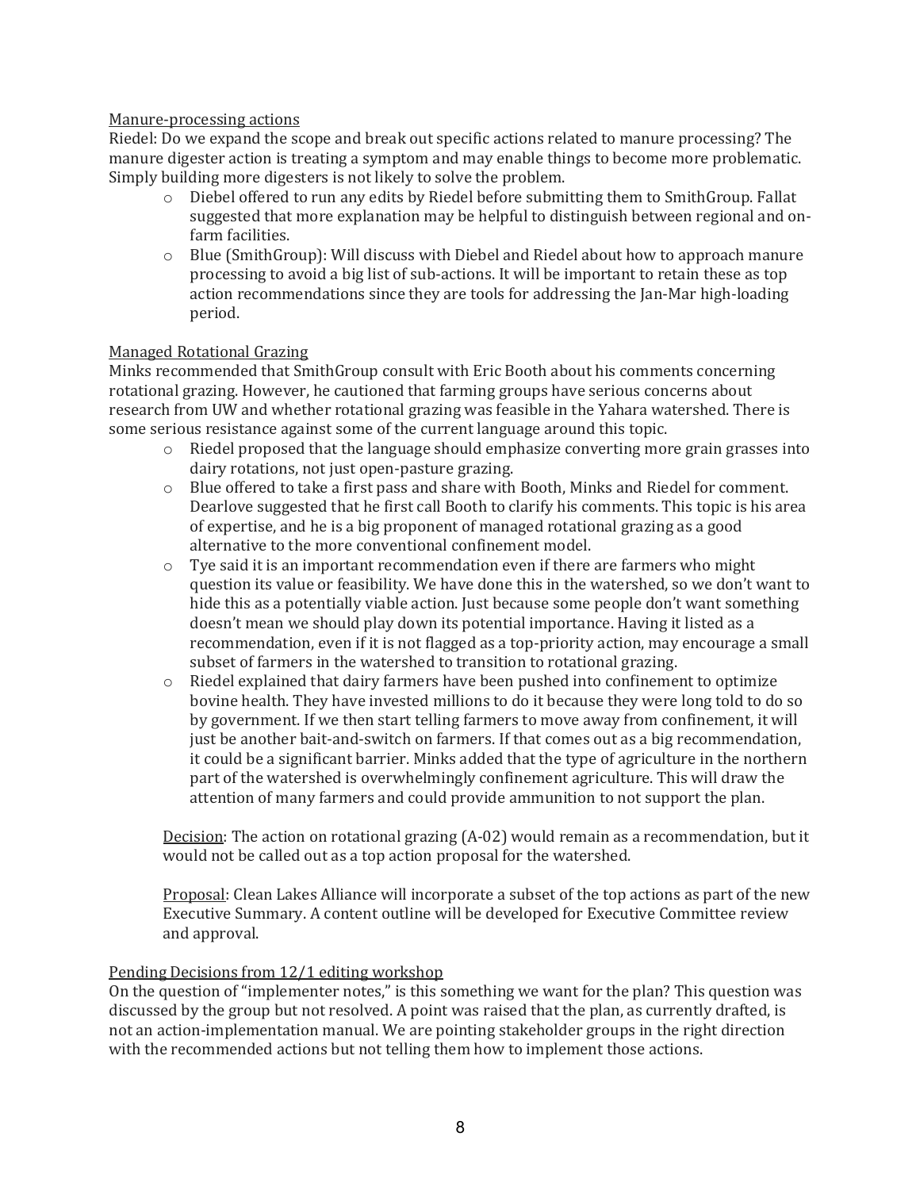Manure-processing actions

Riedel: Do we expand the scope and break out specific actions related to manure processing? The manure digester action is treating a symptom and may enable things to become more problematic. Simply building more digesters is not likely to solve the problem.

- Diebel offered to run any edits by Riedel before submitting them to SmithGroup. Fallat suggested that more explanation may be helpful to distinguish between regional and on-farm facilities.
- Blue (SmithGroup): Will discuss with Diebel and Riedel about how to approach manure processing to avoid a big list of sub-actions. It will be important to retain these as top action recommendations since they are tools for addressing the Jan-Mar high-loading period.

Managed Rotational Grazing

Minks recommended that SmithGroup consult with Eric Booth about his comments concerning rotational grazing. However, he cautioned that farming groups have serious concerns about research from UW and whether rotational grazing was feasible in the Yahara watershed. There is some serious resistance against some of the current language around this topic.

- Riedel proposed that the language should emphasize converting more grain grasses into dairy rotations, not just open-pasture grazing.
- Blue offered to take a first pass and share with Booth, Minks and Riedel for comment. Dearlove suggested that he first call Booth to clarify his comments. This topic is his area of expertise, and he is a big proponent of managed rotational grazing as a good alternative to the more conventional confinement model.
- Tye said it is an important recommendation even if there are farmers who might question its value or feasibility. We have done this in the watershed, so we don't want to hide this as a potentially viable action. Just because some people don't want something doesn't mean we should play down its potential importance. Having it listed as a recommendation, even if it is not flagged as a top-priority action, may encourage a small subset of farmers in the watershed to transition to rotational grazing.
- Riedel explained that dairy farmers have been pushed into confinement to optimize bovine health. They have invested millions to do it because they were long told to do so by government. If we then start telling farmers to move away from confinement, it will just be another bait-and-switch on farmers. If that comes out as a big recommendation, it could be a significant barrier. Minks added that the type of agriculture in the northern part of the watershed is overwhelmingly confinement agriculture. This will draw the attention of many farmers and could provide ammunition to not support the plan.

Decision: The action on rotational grazing (A-02) would remain as a recommendation, but it would not be called out as a top action proposal for the watershed.

Proposal: Clean Lakes Alliance will incorporate a subset of the top actions as part of the new Executive Summary. A content outline will be developed for Executive Committee review and approval.

Pending Decisions from 12/1 editing workshop

On the question of "implementer notes," is this something we want for the plan? This question was discussed by the group but not resolved. A point was raised that the plan, as currently drafted, is not an action-implementation manual. We are pointing stakeholder groups in the right direction with the recommended actions but not telling them how to implement those actions.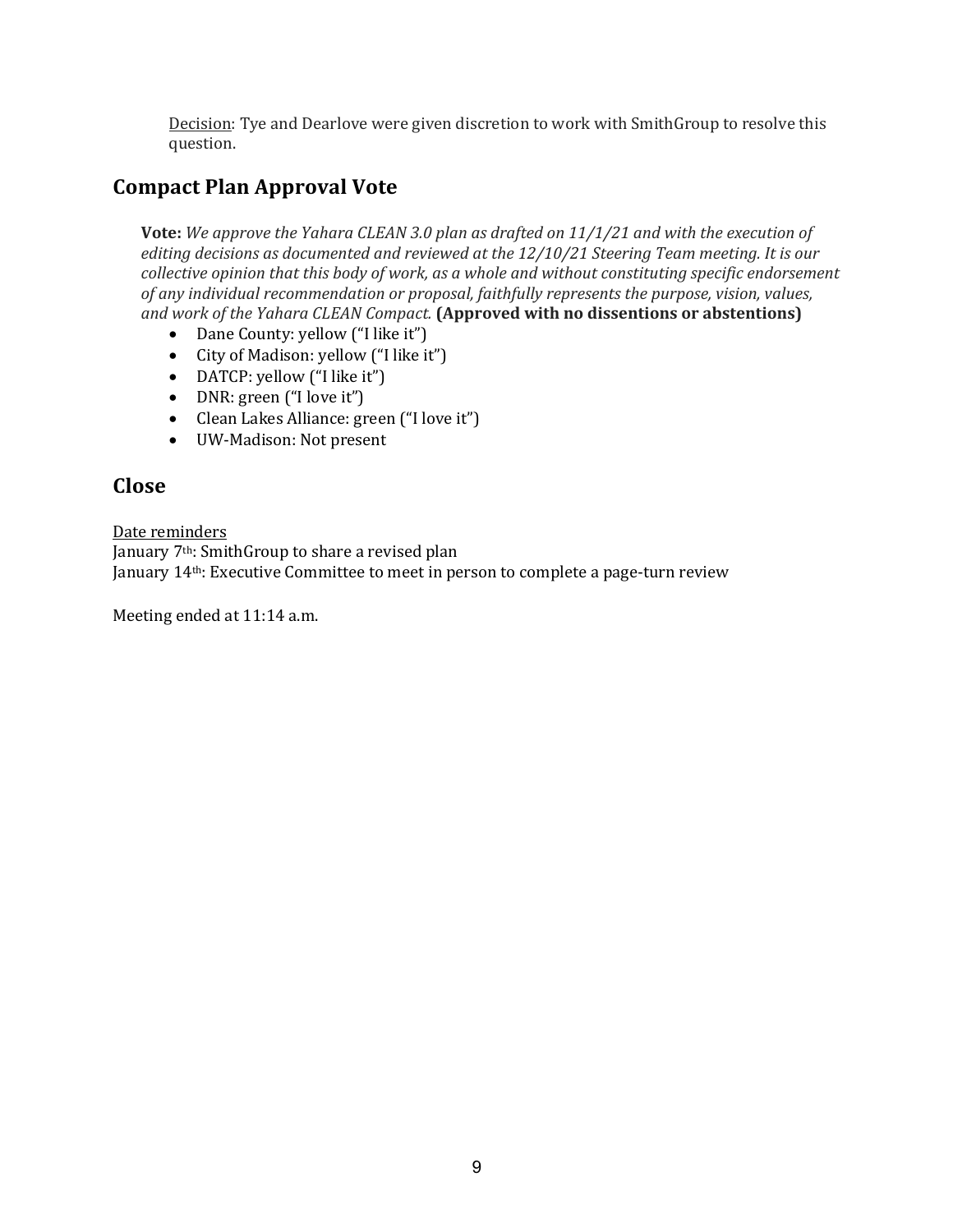<u>Decision</u>: Tye and Dearlove were given discretion to work with SmithGroup to resolve this question.

## Compact Plan Approval Vote

**Vote:** *We approve the Yahara CLEAN 3.0 plan as drafted on 11/1/21 and with the execution of editing decisions as documented and reviewed at the 12/10/21 Steering Team meeting. It is our collective opinion that this body of work, as a whole and without constituting specific endorsement of any individual recommendation or proposal, faithfully represents the purpose, vision, values, and work of the Yahara CLEAN Compact.* **(Approved with no dissentions or abstentions)**

- Dane County: yellow ("I like it")
- City of Madison: yellow ("I like it")
- DATCP: yellow ("I like it")
- DNR: green ("I love it")
- Clean Lakes Alliance: green ("I love it")
- UW-Madison: Not present

## Close

<u>Date reminders</u>
January 7th: SmithGroup to share a revised plan
January 14th: Executive Committee to meet in person to complete a page-turn review

Meeting ended at 11:14 a.m.